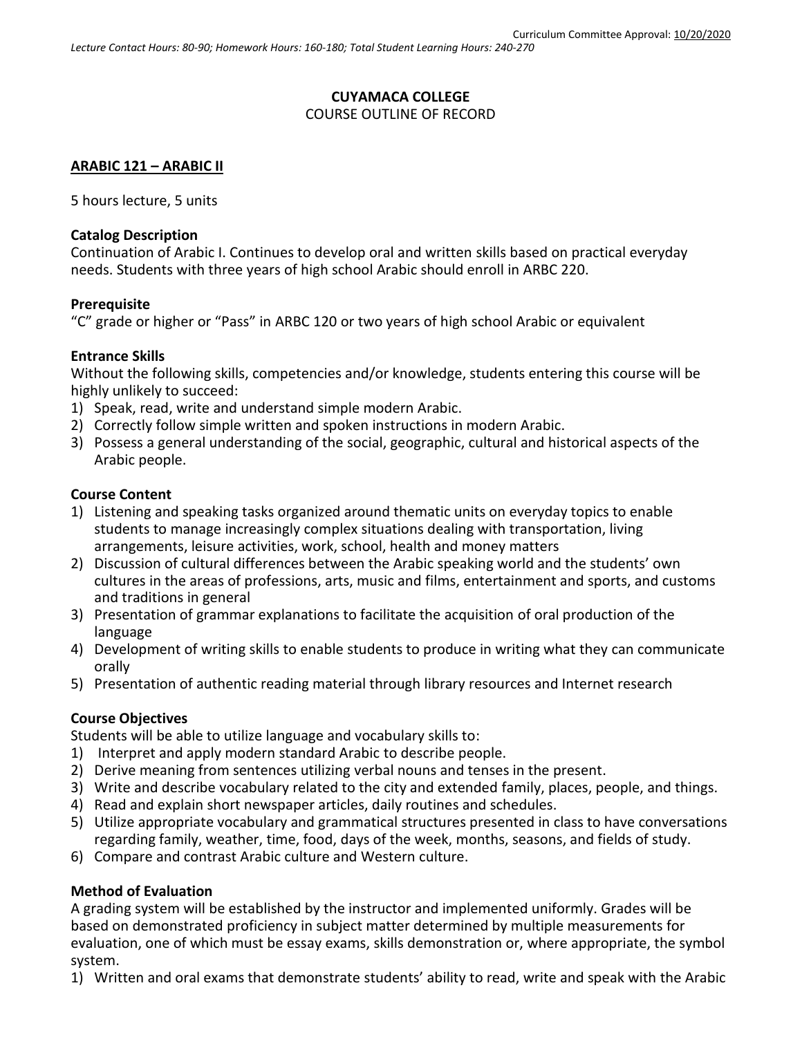Curriculum Committee Approval: 10/20/2020

*Lecture Contact Hours: 80-90; Homework Hours: 160-180; Total Student Learning Hours: 240-270*

**CUYAMACA COLLEGE**
COURSE OUTLINE OF RECORD

**ARABIC 121 – ARABIC II**

5 hours lecture, 5 units

**Catalog Description**
Continuation of Arabic I. Continues to develop oral and written skills based on practical everyday needs. Students with three years of high school Arabic should enroll in ARBC 220.

**Prerequisite**
"C" grade or higher or "Pass" in ARBC 120 or two years of high school Arabic or equivalent

**Entrance Skills**
Without the following skills, competencies and/or knowledge, students entering this course will be highly unlikely to succeed:
1) Speak, read, write and understand simple modern Arabic.
2) Correctly follow simple written and spoken instructions in modern Arabic.
3) Possess a general understanding of the social, geographic, cultural and historical aspects of the Arabic people.

**Course Content**
1) Listening and speaking tasks organized around thematic units on everyday topics to enable students to manage increasingly complex situations dealing with transportation, living arrangements, leisure activities, work, school, health and money matters
2) Discussion of cultural differences between the Arabic speaking world and the students' own cultures in the areas of professions, arts, music and films, entertainment and sports, and customs and traditions in general
3) Presentation of grammar explanations to facilitate the acquisition of oral production of the language
4) Development of writing skills to enable students to produce in writing what they can communicate orally
5) Presentation of authentic reading material through library resources and Internet research

**Course Objectives**
Students will be able to utilize language and vocabulary skills to:
1) Interpret and apply modern standard Arabic to describe people.
2) Derive meaning from sentences utilizing verbal nouns and tenses in the present.
3) Write and describe vocabulary related to the city and extended family, places, people, and things.
4) Read and explain short newspaper articles, daily routines and schedules.
5) Utilize appropriate vocabulary and grammatical structures presented in class to have conversations regarding family, weather, time, food, days of the week, months, seasons, and fields of study.
6) Compare and contrast Arabic culture and Western culture.

**Method of Evaluation**
A grading system will be established by the instructor and implemented uniformly. Grades will be based on demonstrated proficiency in subject matter determined by multiple measurements for evaluation, one of which must be essay exams, skills demonstration or, where appropriate, the symbol system.
1) Written and oral exams that demonstrate students' ability to read, write and speak with the Arabic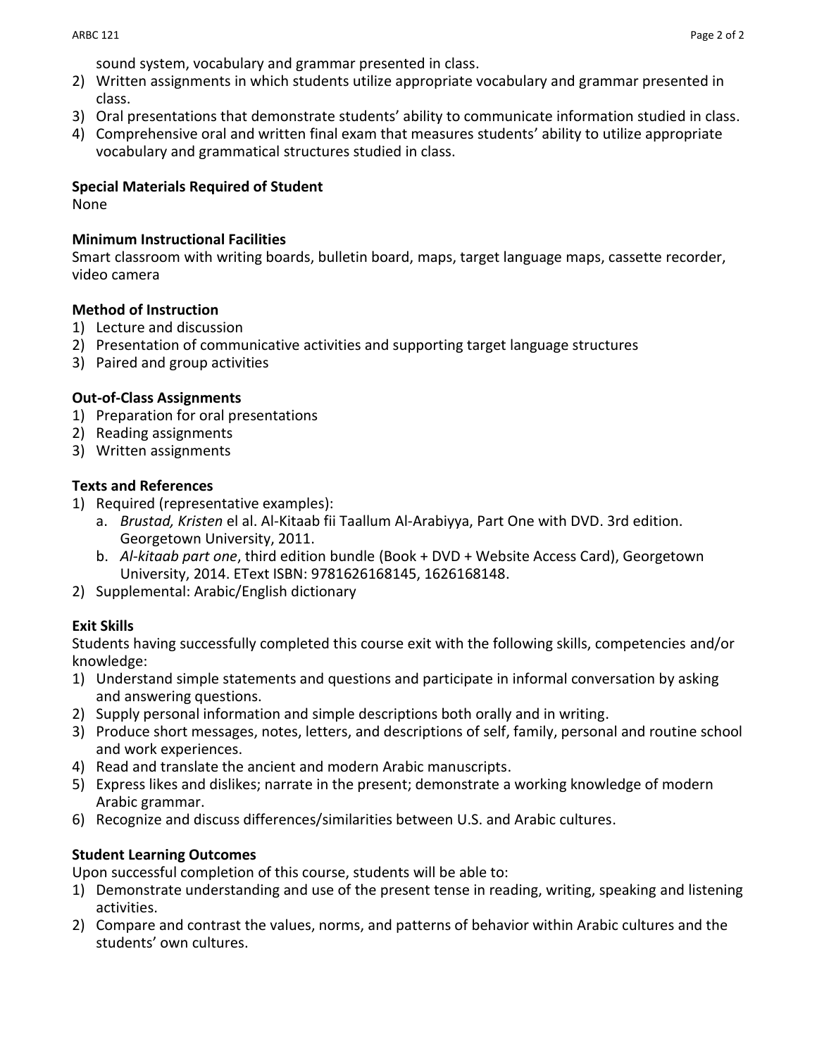sound system, vocabulary and grammar presented in class.

2) Written assignments in which students utilize appropriate vocabulary and grammar presented in class.
3) Oral presentations that demonstrate students' ability to communicate information studied in class.
4) Comprehensive oral and written final exam that measures students' ability to utilize appropriate vocabulary and grammatical structures studied in class.

**Special Materials Required of Student**

None

**Minimum Instructional Facilities**

Smart classroom with writing boards, bulletin board, maps, target language maps, cassette recorder, video camera

**Method of Instruction**

1) Lecture and discussion
2) Presentation of communicative activities and supporting target language structures
3) Paired and group activities

**Out-of-Class Assignments**

1) Preparation for oral presentations
2) Reading assignments
3) Written assignments

**Texts and References**

1) Required (representative examples):
   a. *Brustad, Kristen* el al. Al-Kitaab fii Taallum Al-Arabiyya, Part One with DVD. 3rd edition. Georgetown University, 2011.
   b. *Al-kitaab part one*, third edition bundle (Book + DVD + Website Access Card), Georgetown University, 2014. EText ISBN: 9781626168145, 1626168148.
2) Supplemental: Arabic/English dictionary

**Exit Skills**

Students having successfully completed this course exit with the following skills, competencies and/or knowledge:

1) Understand simple statements and questions and participate in informal conversation by asking and answering questions.
2) Supply personal information and simple descriptions both orally and in writing.
3) Produce short messages, notes, letters, and descriptions of self, family, personal and routine school and work experiences.
4) Read and translate the ancient and modern Arabic manuscripts.
5) Express likes and dislikes; narrate in the present; demonstrate a working knowledge of modern Arabic grammar.
6) Recognize and discuss differences/similarities between U.S. and Arabic cultures.

**Student Learning Outcomes**

Upon successful completion of this course, students will be able to:

1) Demonstrate understanding and use of the present tense in reading, writing, speaking and listening activities.
2) Compare and contrast the values, norms, and patterns of behavior within Arabic cultures and the students' own cultures.